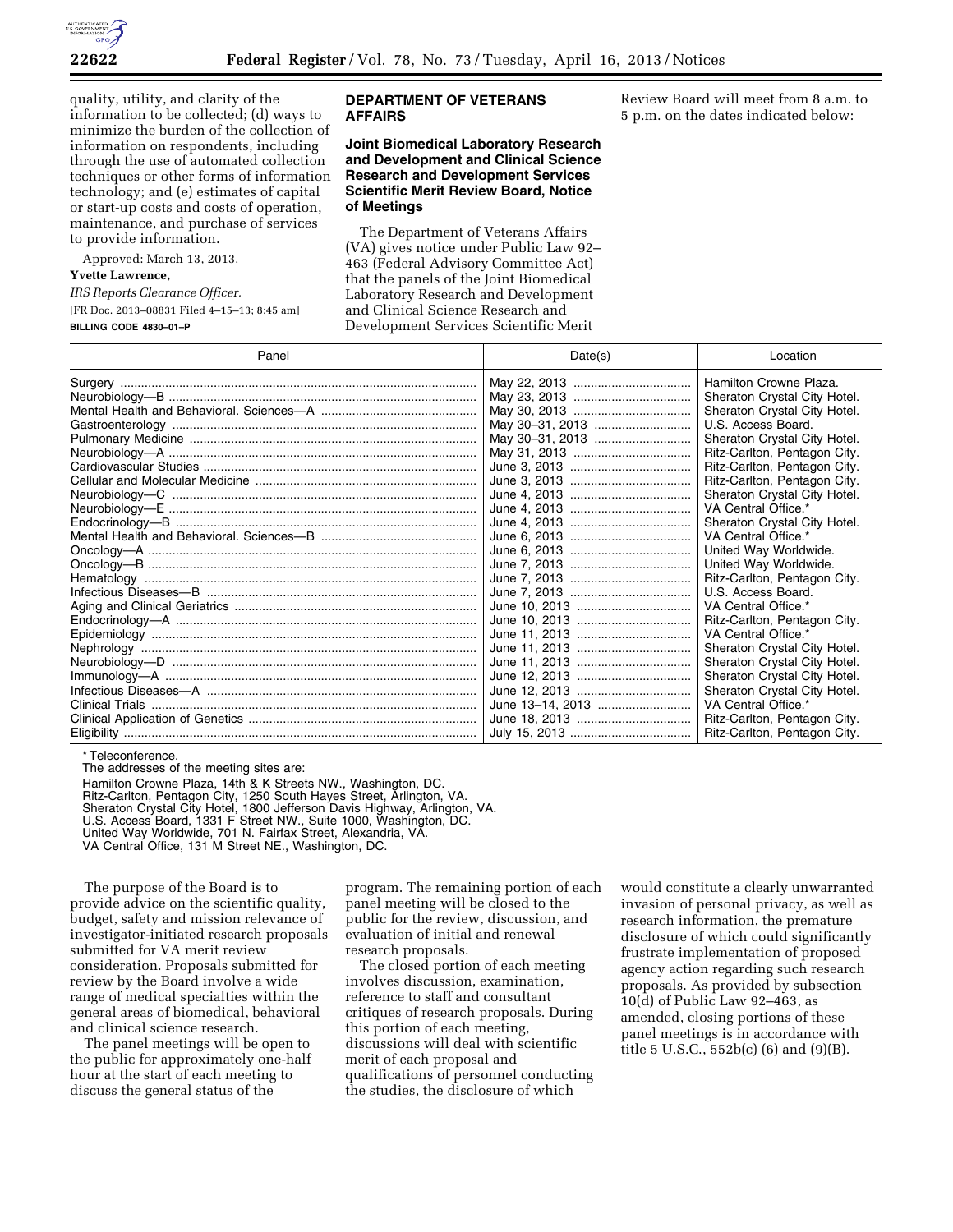quality, utility, and clarity of the information to be collected; (d) ways to minimize the burden of the collection of information on respondents, including through the use of automated collection techniques or other forms of information technology; and (e) estimates of capital or start-up costs and costs of operation, maintenance, and purchase of services to provide information.

Approved: March 13, 2013.

**Yvette Lawrence,**

*IRS Reports Clearance Officer.*

[FR Doc. 2013–08831 Filed 4–15–13; 8:45 am]

**BILLING CODE 4830–01–P**

## DEPARTMENT OF VETERANS AFFAIRS

### Joint Biomedical Laboratory Research and Development and Clinical Science Research and Development Services Scientific Merit Review Board, Notice of Meetings

The Department of Veterans Affairs (VA) gives notice under Public Law 92–463 (Federal Advisory Committee Act) that the panels of the Joint Biomedical Laboratory Research and Development and Clinical Science Research and Development Services Scientific Merit Review Board will meet from 8 a.m. to 5 p.m. on the dates indicated below:

| Panel | Date(s) | Location |
|---|---|---|
| Surgery | May 22, 2013 | Hamilton Crowne Plaza. |
| Neurobiology—B | May 23, 2013 | Sheraton Crystal City Hotel. |
| Mental Health and Behavioral. Sciences—A | May 30, 2013 | Sheraton Crystal City Hotel. |
| Gastroenterology | May 30–31, 2013 | U.S. Access Board. |
| Pulmonary Medicine | May 30–31, 2013 | Sheraton Crystal City Hotel. |
| Neurobiology—A | May 31, 2013 | Ritz-Carlton, Pentagon City. |
| Cardiovascular Studies | June 3, 2013 | Ritz-Carlton, Pentagon City. |
| Cellular and Molecular Medicine | June 3, 2013 | Ritz-Carlton, Pentagon City. |
| Neurobiology—C | June 4, 2013 | Sheraton Crystal City Hotel. |
| Neurobiology—E | June 4, 2013 | VA Central Office.* |
| Endocrinology—B | June 4, 2013 | Sheraton Crystal City Hotel. |
| Mental Health and Behavioral. Sciences—B | June 6, 2013 | VA Central Office.* |
| Oncology—A | June 6, 2013 | United Way Worldwide. |
| Oncology—B | June 7, 2013 | United Way Worldwide. |
| Hematology | June 7, 2013 | Ritz-Carlton, Pentagon City. |
| Infectious Diseases—B | June 7, 2013 | U.S. Access Board. |
| Aging and Clinical Geriatrics | June 10, 2013 | VA Central Office.* |
| Endocrinology—A | June 10, 2013 | Ritz-Carlton, Pentagon City. |
| Epidemiology | June 11, 2013 | VA Central Office.* |
| Nephrology | June 11, 2013 | Sheraton Crystal City Hotel. |
| Neurobiology—D | June 11, 2013 | Sheraton Crystal City Hotel. |
| Immunology—A | June 12, 2013 | Sheraton Crystal City Hotel. |
| Infectious Diseases—A | June 12, 2013 | Sheraton Crystal City Hotel. |
| Clinical Trials | June 13–14, 2013 | VA Central Office.* |
| Clinical Application of Genetics | June 18, 2013 | Ritz-Carlton, Pentagon City. |
| Eligibility | July 15, 2013 | Ritz-Carlton, Pentagon City. |

\* Teleconference.

The addresses of the meeting sites are:

Hamilton Crowne Plaza, 14th & K Streets NW., Washington, DC.
Ritz-Carlton, Pentagon City, 1250 South Hayes Street, Arlington, VA.
Sheraton Crystal City Hotel, 1800 Jefferson Davis Highway, Arlington, VA.
U.S. Access Board, 1331 F Street NW., Suite 1000, Washington, DC.
United Way Worldwide, 701 N. Fairfax Street, Alexandria, VA.
VA Central Office, 131 M Street NE., Washington, DC.

The purpose of the Board is to provide advice on the scientific quality, budget, safety and mission relevance of investigator-initiated research proposals submitted for VA merit review consideration. Proposals submitted for review by the Board involve a wide range of medical specialties within the general areas of biomedical, behavioral and clinical science research.

The panel meetings will be open to the public for approximately one-half hour at the start of each meeting to discuss the general status of the program. The remaining portion of each panel meeting will be closed to the public for the review, discussion, and evaluation of initial and renewal research proposals.

The closed portion of each meeting involves discussion, examination, reference to staff and consultant critiques of research proposals. During this portion of each meeting, discussions will deal with scientific merit of each proposal and qualifications of personnel conducting the studies, the disclosure of which would constitute a clearly unwarranted invasion of personal privacy, as well as research information, the premature disclosure of which could significantly frustrate implementation of proposed agency action regarding such research proposals. As provided by subsection 10(d) of Public Law 92–463, as amended, closing portions of these panel meetings is in accordance with title 5 U.S.C., 552b(c) (6) and (9)(B).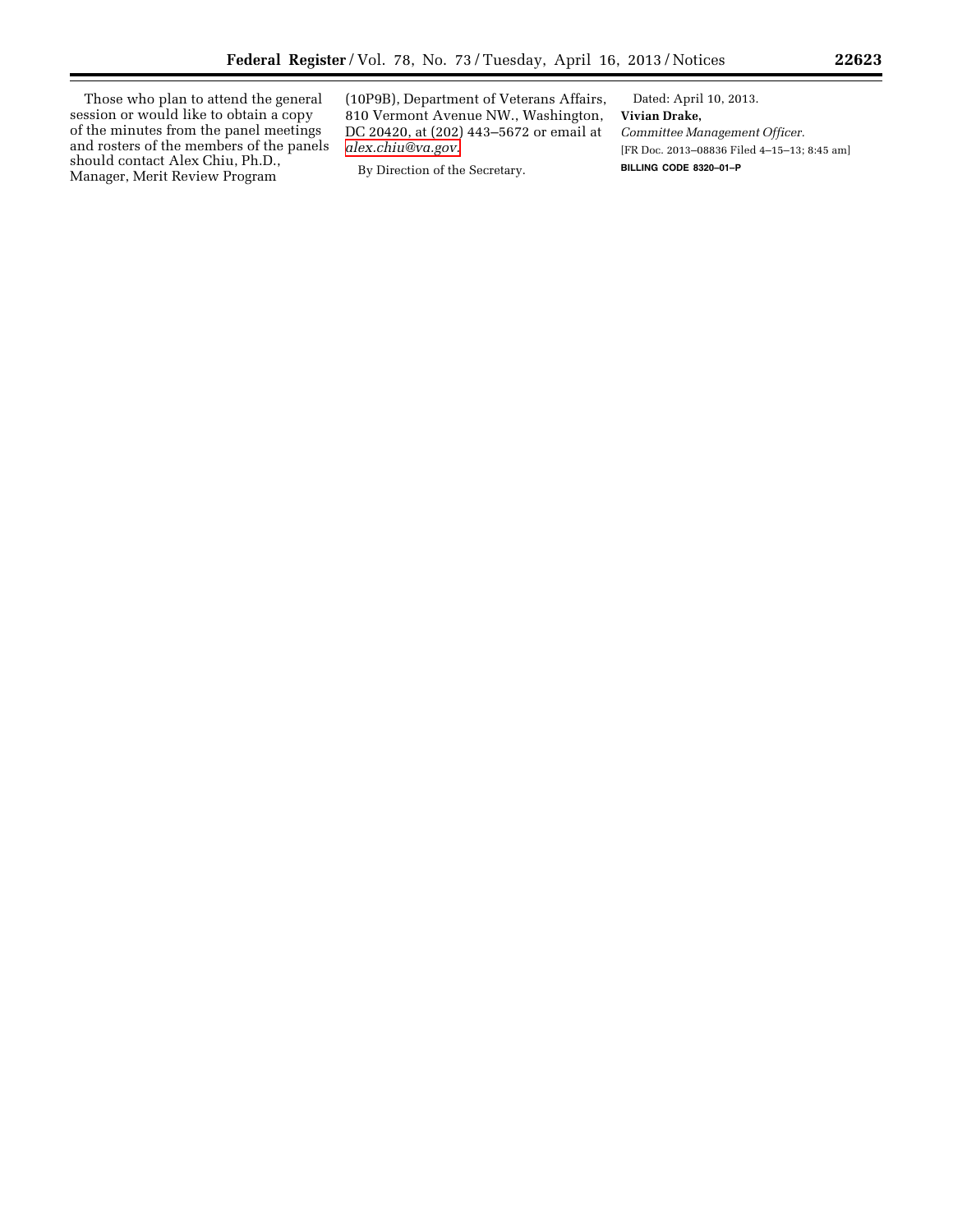Those who plan to attend the general session or would like to obtain a copy of the minutes from the panel meetings and rosters of the members of the panels should contact Alex Chiu, Ph.D., Manager, Merit Review Program (10P9B), Department of Veterans Affairs, 810 Vermont Avenue NW., Washington, DC 20420, at (202) 443–5672 or email at *alex.chiu@va.gov.*

By Direction of the Secretary.

Dated: April 10, 2013.

**Vivian Drake,**

*Committee Management Officer.*

[FR Doc. 2013–08836 Filed 4–15–13; 8:45 am]

**BILLING CODE 8320–01–P**